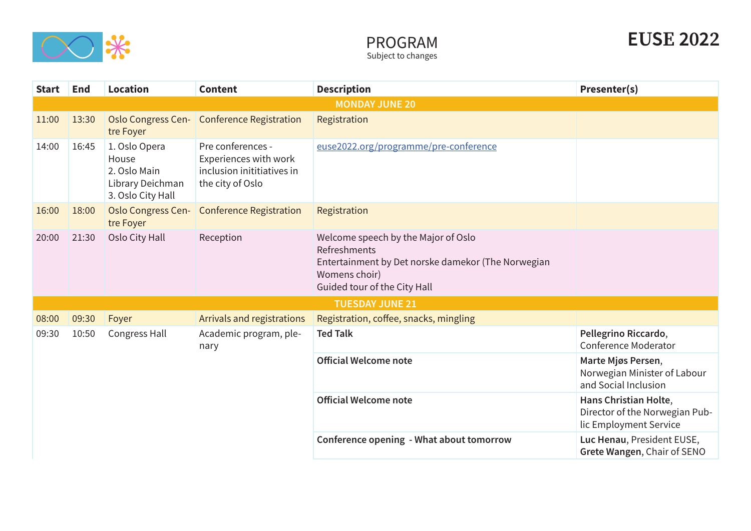# EUSE 2022

## PROGRAM
Subject to changes

| Start | End | Location | Content | Description | Presenter(s) |
|---|---|---|---|---|---|
| **MONDAY JUNE 20** | | | | | |
| 11:00 | 13:30 | Oslo Congress Centre Foyer | Conference Registration | Registration | |
| 14:00 | 16:45 | 1. Oslo Opera House 2. Oslo Main Library Deichman 3. Oslo City Hall | Pre conferences - Experiences with work inclusion inititiatives in the city of Oslo | [euse2022.org/programme/pre-conference](euse2022.org/programme/pre-conference) | |
| 16:00 | 18:00 | Oslo Congress Centre Foyer | Conference Registration | Registration | |
| 20:00 | 21:30 | Oslo City Hall | Reception | Welcome speech by the Major of Oslo<br>Refreshments<br>Entertainment by Det norske damekor (The Norwegian Womens choir)<br>Guided tour of the City Hall | |
| **TUESDAY JUNE 21** | | | | | |
| 08:00 | 09:30 | Foyer | Arrivals and registrations | Registration, coffee, snacks, mingling | |
| 09:30 | 10:50 | Congress Hall | Academic program, plenary | **Ted Talk** | **Pellegrino Riccardo**, Conference Moderator |
| | | | | **Official Welcome note** | **Marte Mjøs Persen**, Norwegian Minister of Labour and Social Inclusion |
| | | | | **Official Welcome note** | **Hans Christian Holte**, Director of the Norwegian Public Employment Service |
| | | | | **Conference opening - What about tomorrow** | **Luc Henau**, President EUSE, **Grete Wangen**, Chair of SENO |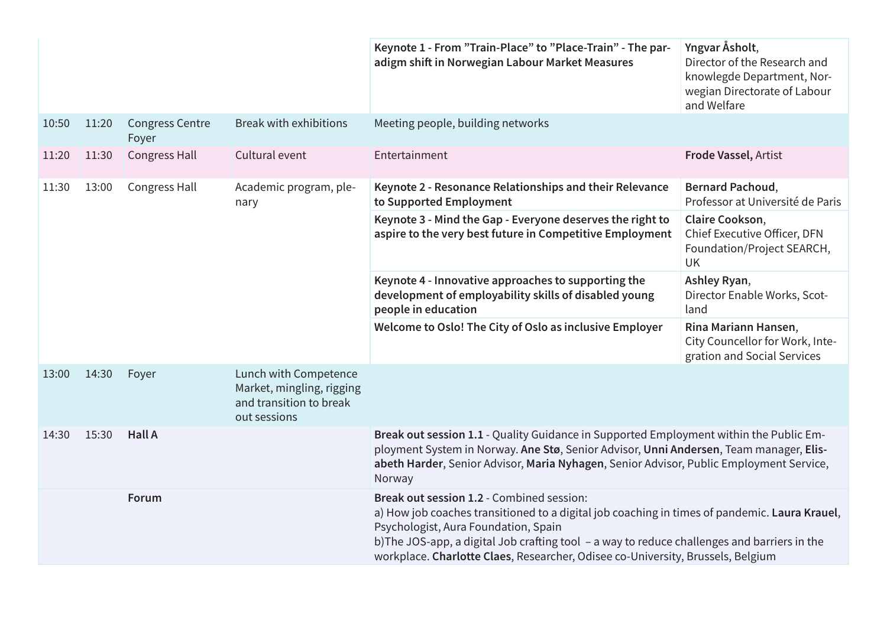| | | | | | |
|---|---|---|---|---|---|
| | | | | **Keynote 1 - From "Train-Place" to "Place-Train" - The paradigm shift in Norwegian Labour Market Measures** | **Yngvar Åsholt**, Director of the Research and knowlegde Department, Norwegian Directorate of Labour and Welfare |
| 10:50 | 11:20 | Congress Centre Foyer | Break with exhibitions | Meeting people, building networks | |
| 11:20 | 11:30 | Congress Hall | Cultural event | Entertainment | **Frode Vassel,** Artist |
| 11:30 | 13:00 | Congress Hall | Academic program, plenary | **Keynote 2 - Resonance Relationships and their Relevance to Supported Employment** | **Bernard Pachoud**, Professor at Université de Paris |
| | | | | **Keynote 3 - Mind the Gap - Everyone deserves the right to aspire to the very best future in Competitive Employment** | **Claire Cookson**, Chief Executive Officer, DFN Foundation/Project SEARCH, UK |
| | | | | **Keynote 4 - Innovative approaches to supporting the development of employability skills of disabled young people in education** | **Ashley Ryan**, Director Enable Works, Scotland |
| | | | | **Welcome to Oslo! The City of Oslo as inclusive Employer** | **Rina Mariann Hansen**, City Councellor for Work, Integration and Social Services |
| 13:00 | 14:30 | Foyer | Lunch with Competence Market, mingling, rigging and transition to break out sessions | | |
| 14:30 | 15:30 | **Hall A** | | **Break out session 1.1** - Quality Guidance in Supported Employment within the Public Employment System in Norway. **Ane Stø**, Senior Advisor, **Unni Andersen**, Team manager, **Elisabeth Harder**, Senior Advisor, **Maria Nyhagen**, Senior Advisor, Public Employment Service, Norway | |
| | | **Forum** | | **Break out session 1.2** - Combined session: a) How job coaches transitioned to a digital job coaching in times of pandemic. **Laura Krauel**, Psychologist, Aura Foundation, Spain b)The JOS-app, a digital Job crafting tool – a way to reduce challenges and barriers in the workplace. **Charlotte Claes**, Researcher, Odisee co-University, Brussels, Belgium | |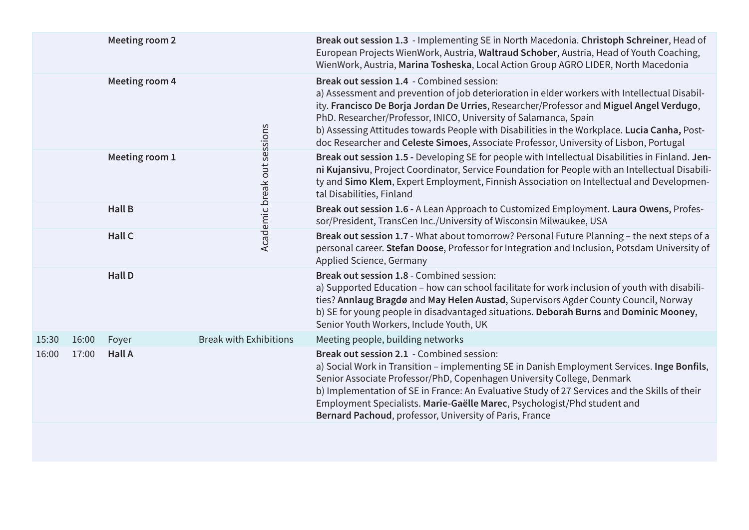| | | | | |
|---|---|---|---|---|
| | | **Meeting room 2** | Academic break out sessions | **Break out session 1.3** - Implementing SE in North Macedonia. **Christoph Schreiner**, Head of European Projects WienWork, Austria, **Waltraud Schober**, Austria, Head of Youth Coaching, WienWork, Austria, **Marina Tosheska**, Local Action Group AGRO LIDER, North Macedonia |
| | | **Meeting room 4** | | **Break out session 1.4** - Combined session:<br>a) Assessment and prevention of job deterioration in elder workers with Intellectual Disability. **Francisco De Borja Jordan De Urries**, Researcher/Professor and **Miguel Angel Verdugo**, PhD. Researcher/Professor, INICO, University of Salamanca, Spain<br>b) Assessing Attitudes towards People with Disabilities in the Workplace. **Lucia Canha,** Post-doc Researcher and **Celeste Simoes**, Associate Professor, University of Lisbon, Portugal |
| | | **Meeting room 1** | | **Break out session 1.5 -** Developing SE for people with Intellectual Disabilities in Finland. **Jenni Kujansivu**, Project Coordinator, Service Foundation for People with an Intellectual Disability and **Simo Klem**, Expert Employment, Finnish Association on Intellectual and Developmental Disabilities, Finland |
| | | **Hall B** | | **Break out session 1.6 -** A Lean Approach to Customized Employment. **Laura Owens**, Professor/President, TransCen Inc./University of Wisconsin Milwaukee, USA |
| | | **Hall C** | | **Break out session 1.7** - What about tomorrow? Personal Future Planning – the next steps of a personal career. **Stefan Doose**, Professor for Integration and Inclusion, Potsdam University of Applied Science, Germany |
| | | **Hall D** | | **Break out session 1.8** - Combined session:<br>a) Supported Education – how can school facilitate for work inclusion of youth with disabilities? **Annlaug Bragdø** and **May Helen Austad**, Supervisors Agder County Council, Norway<br>b) SE for young people in disadvantaged situations. **Deborah Burns** and **Dominic Mooney**, Senior Youth Workers, Include Youth, UK |
| 15:30 | 16:00 | Foyer | Break with Exhibitions | Meeting people, building networks |
| 16:00 | 17:00 | **Hall A** | | **Break out session 2.1** - Combined session:<br>a) Social Work in Transition – implementing SE in Danish Employment Services. **Inge Bonfils**, Senior Associate Professor/PhD, Copenhagen University College, Denmark<br>b) Implementation of SE in France: An Evaluative Study of 27 Services and the Skills of their Employment Specialists. **Marie-Gaëlle Marec**, Psychologist/Phd student and **Bernard Pachoud**, professor, University of Paris, France |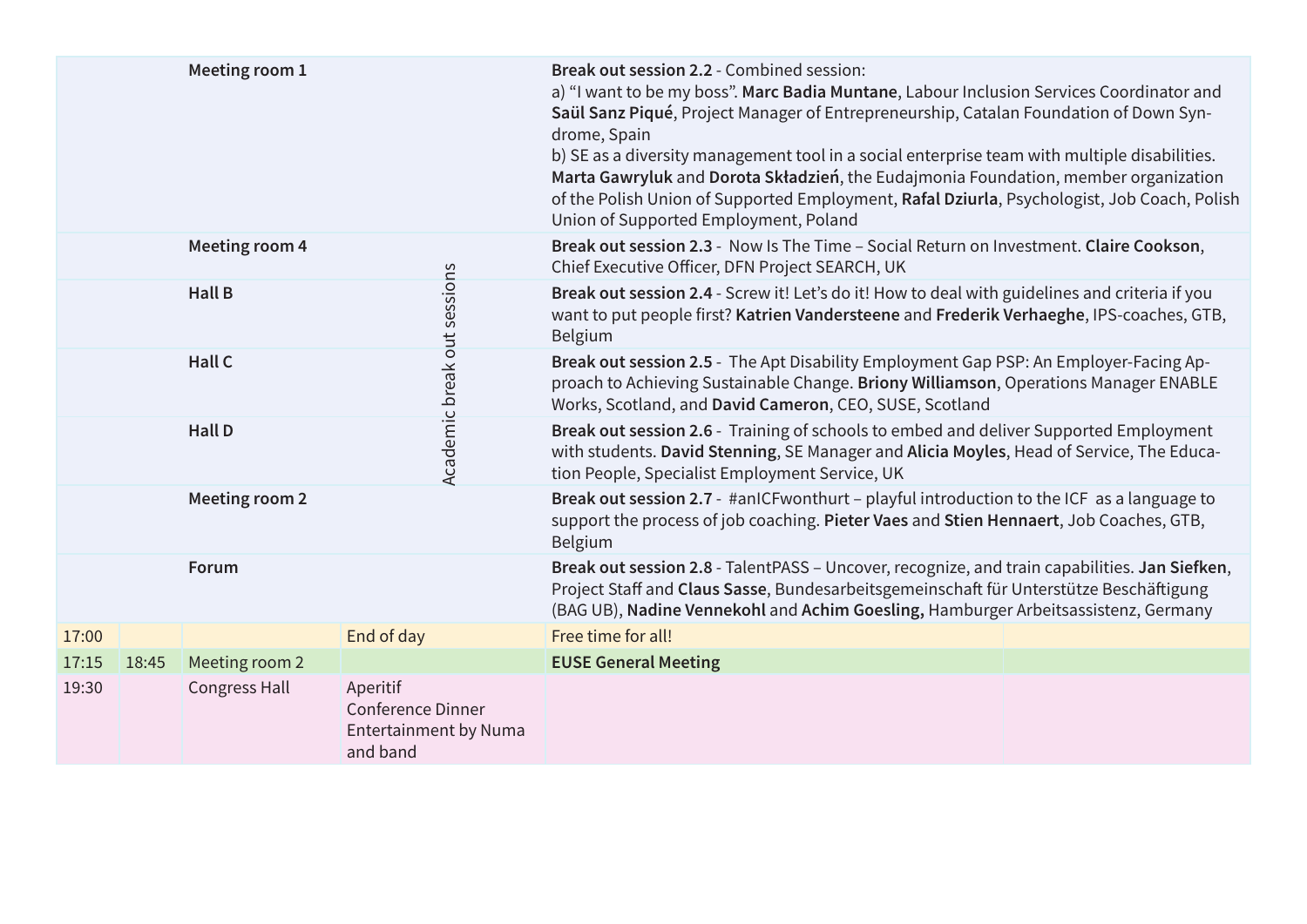| | | | | | |
|---|---|---|---|---|---|
| | | **Meeting room 1** | Academic break out sessions | **Break out session 2.2** - Combined session:<br>a) "I want to be my boss". **Marc Badia Muntane**, Labour Inclusion Services Coordinator and **Saül Sanz Piqué**, Project Manager of Entrepreneurship, Catalan Foundation of Down Syndrome, Spain<br>b) SE as a diversity management tool in a social enterprise team with multiple disabilities. **Marta Gawryluk** and **Dorota Składzień**, the Eudajmonia Foundation, member organization of the Polish Union of Supported Employment, **Rafal Dziurla**, Psychologist, Job Coach, Polish Union of Supported Employment, Poland | |
| | | **Meeting room 4** | | **Break out session 2.3** - Now Is The Time – Social Return on Investment. **Claire Cookson**, Chief Executive Officer, DFN Project SEARCH, UK | |
| | | **Hall B** | | **Break out session 2.4** - Screw it! Let's do it! How to deal with guidelines and criteria if you want to put people first? **Katrien Vandersteene** and **Frederik Verhaeghe**, IPS-coaches, GTB, Belgium | |
| | | **Hall C** | | **Break out session 2.5** - The Apt Disability Employment Gap PSP: An Employer-Facing Approach to Achieving Sustainable Change. **Briony Williamson**, Operations Manager ENABLE Works, Scotland, and **David Cameron**, CEO, SUSE, Scotland | |
| | | **Hall D** | | **Break out session 2.6** - Training of schools to embed and deliver Supported Employment with students. **David Stenning**, SE Manager and **Alicia Moyles**, Head of Service, The Education People, Specialist Employment Service, UK | |
| | | **Meeting room 2** | | **Break out session 2.7** - #anICFwonthurt – playful introduction to the ICF as a language to support the process of job coaching. **Pieter Vaes** and **Stien Hennaert**, Job Coaches, GTB, Belgium | |
| | | **Forum** | | **Break out session 2.8** - TalentPASS – Uncover, recognize, and train capabilities. **Jan Siefken**, Project Staff and **Claus Sasse**, Bundesarbeitsgemeinschaft für Unterstütze Beschäftigung (BAG UB), **Nadine Vennekohl** and **Achim Goesling,** Hamburger Arbeitsassistenz, Germany | |
| 17:00 | | | End of day | Free time for all! | |
| 17:15 | 18:45 | Meeting room 2 | | **EUSE General Meeting** | |
| 19:30 | | Congress Hall | Aperitif<br>Conference Dinner<br>Entertainment by Numa and band | | |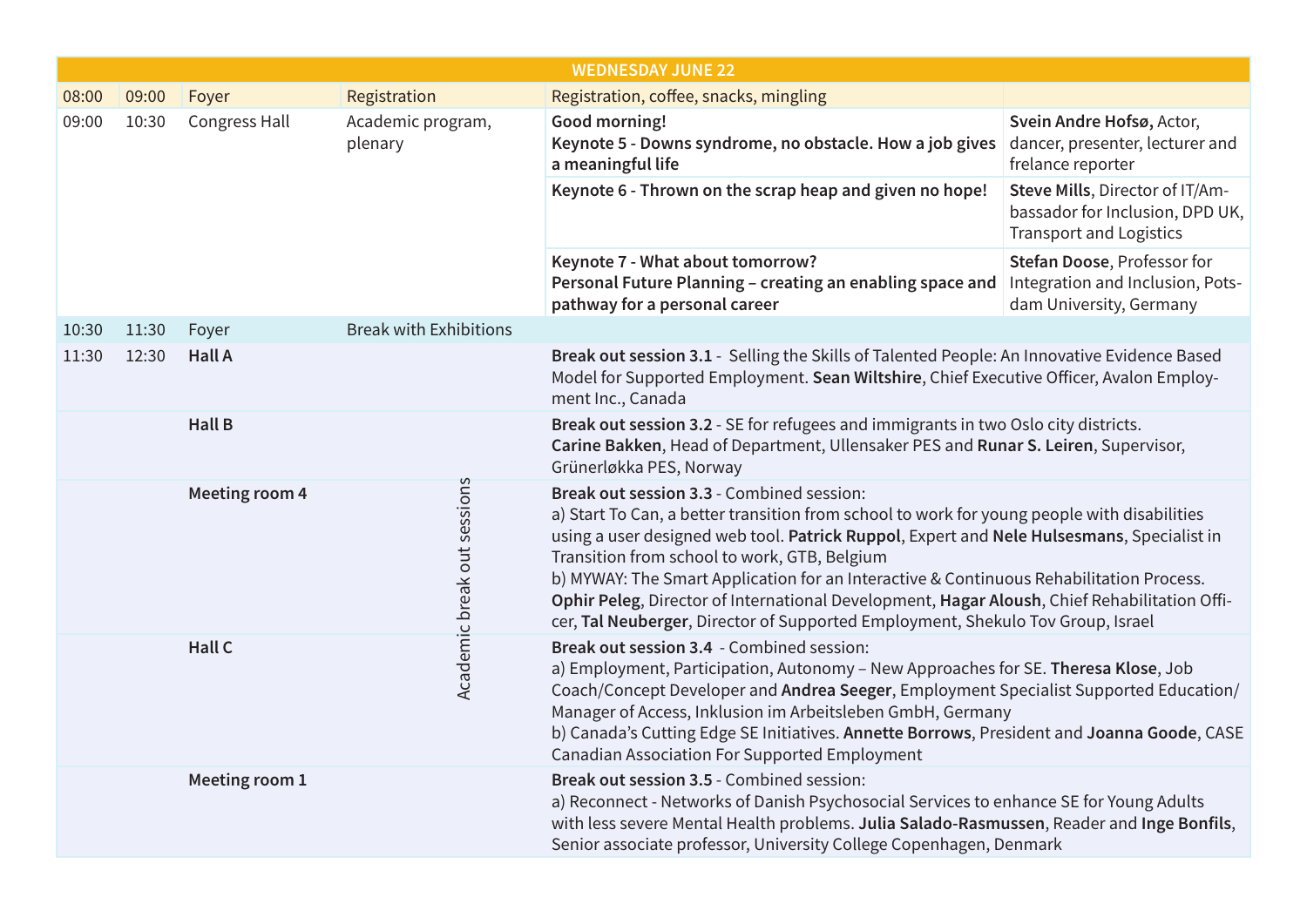| WEDNESDAY JUNE 22 | | | | | |
|---|---|---|---|---|---|
| 08:00 | 09:00 | Foyer | Registration | Registration, coffee, snacks, mingling | |
| 09:00 | 10:30 | Congress Hall | Academic program, plenary | **Good morning!** **Keynote 5 - Downs syndrome, no obstacle. How a job gives a meaningful life** | **Svein Andre Hofsø,** Actor, dancer, presenter, lecturer and frelance reporter |
| | | | | **Keynote 6 - Thrown on the scrap heap and given no hope!** | **Steve Mills**, Director of IT/Ambassador for Inclusion, DPD UK, Transport and Logistics |
| | | | | **Keynote 7 - What about tomorrow? Personal Future Planning – creating an enabling space and pathway for a personal career** | **Stefan Doose**, Professor for Integration and Inclusion, Potsdam University, Germany |
| 10:30 | 11:30 | Foyer | Break with Exhibitions | | |
| 11:30 | 12:30 | **Hall A** | Academic break out sessions | **Break out session 3.1** - Selling the Skills of Talented People: An Innovative Evidence Based Model for Supported Employment. **Sean Wiltshire**, Chief Executive Officer, Avalon Employment Inc., Canada | |
| | | **Hall B** | | **Break out session 3.2** - SE for refugees and immigrants in two Oslo city districts. **Carine Bakken**, Head of Department, Ullensaker PES and **Runar S. Leiren**, Supervisor, Grünerløkka PES, Norway | |
| | | **Meeting room 4** | | **Break out session 3.3** - Combined session: a) Start To Can, a better transition from school to work for young people with disabilities using a user designed web tool. **Patrick Ruppol**, Expert and **Nele Hulsesmans**, Specialist in Transition from school to work, GTB, Belgium b) MYWAY: The Smart Application for an Interactive & Continuous Rehabilitation Process. **Ophir Peleg**, Director of International Development, **Hagar Aloush**, Chief Rehabilitation Officer, **Tal Neuberger**, Director of Supported Employment, Shekulo Tov Group, Israel | |
| | | **Hall C** | | **Break out session 3.4** - Combined session: a) Employment, Participation, Autonomy – New Approaches for SE. **Theresa Klose**, Job Coach/Concept Developer and **Andrea Seeger**, Employment Specialist Supported Education/ Manager of Access, Inklusion im Arbeitsleben GmbH, Germany b) Canada's Cutting Edge SE Initiatives. **Annette Borrows**, President and **Joanna Goode**, CASE Canadian Association For Supported Employment | |
| | | **Meeting room 1** | | **Break out session 3.5** - Combined session: a) Reconnect - Networks of Danish Psychosocial Services to enhance SE for Young Adults with less severe Mental Health problems. **Julia Salado-Rasmussen**, Reader and **Inge Bonfils**, Senior associate professor, University College Copenhagen, Denmark | |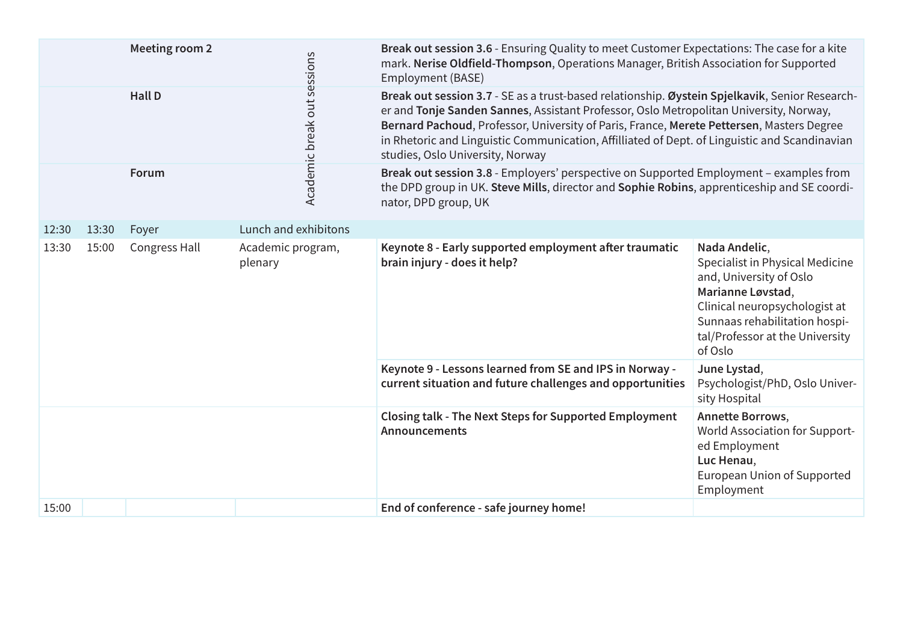| | | | | | |
|---|---|---|---|---|---|
| | | **Meeting room 2** | Academic break out sessions | **Break out session 3.6** - Ensuring Quality to meet Customer Expectations: The case for a kite mark. **Nerise Oldfield-Thompson**, Operations Manager, British Association for Supported Employment (BASE) | |
| | | **Hall D** | | **Break out session 3.7** - SE as a trust-based relationship. **Øystein Spjelkavik**, Senior Researcher and **Tonje Sanden Sannes**, Assistant Professor, Oslo Metropolitan University, Norway, **Bernard Pachoud**, Professor, University of Paris, France, **Merete Pettersen**, Masters Degree in Rhetoric and Linguistic Communication, Affilliated of Dept. of Linguistic and Scandinavian studies, Oslo University, Norway | |
| | | **Forum** | | **Break out session 3.8** - Employers' perspective on Supported Employment – examples from the DPD group in UK. **Steve Mills**, director and **Sophie Robins**, apprenticeship and SE coordinator, DPD group, UK | |
| 12:30 | 13:30 | Foyer | Lunch and exhibitons | | |
| 13:30 | 15:00 | Congress Hall | Academic program, plenary | **Keynote 8 - Early supported employment after traumatic brain injury - does it help?** | **Nada Andelic**, Specialist in Physical Medicine and, University of Oslo **Marianne Løvstad**, Clinical neuropsychologist at Sunnaas rehabilitation hospital/Professor at the University of Oslo |
| | | | | **Keynote 9 - Lessons learned from SE and IPS in Norway - current situation and future challenges and opportunities** | **June Lystad**, Psychologist/PhD, Oslo University Hospital |
| | | | | **Closing talk - The Next Steps for Supported Employment Announcements** | **Annette Borrows**, World Association for Supported Employment **Luc Henau**, European Union of Supported Employment |
| 15:00 | | | | **End of conference - safe journey home!** | |